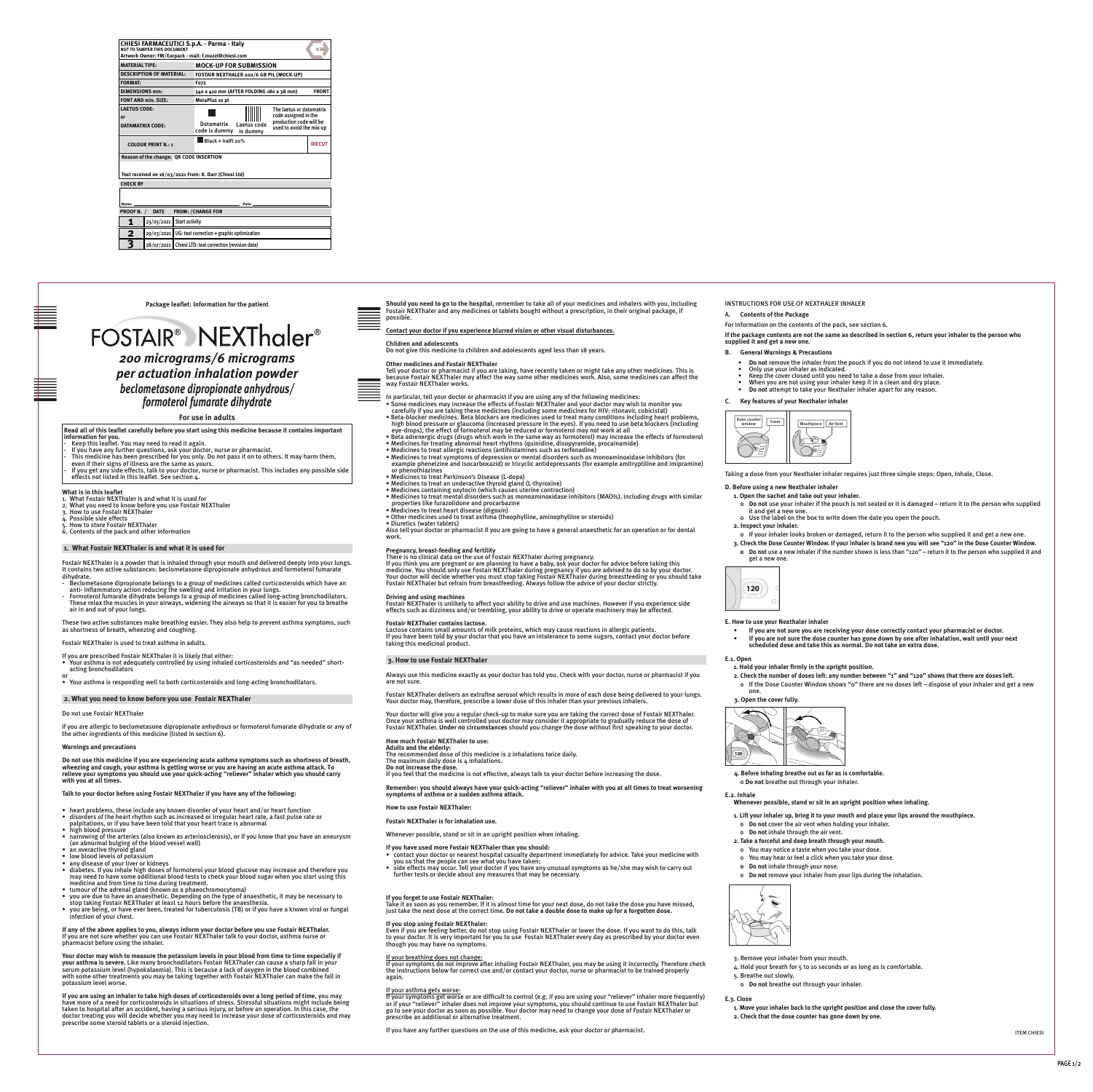| CHIESI FARMACEUTICI S.p.A. - Parma - Italy NOT TO TAMPER THIS DOCUMENT Artwork Owner: FM/Eurpack - mail: f.muzzi@chiesi.com | |
|---|---|
| MATERIAL TIPE: | MOCK-UP FOR SUBMISSION |
| DESCRIPTION OF MATERIAL: | FOSTAIR NEXTHALER 200/6 GB PIL (MOCK-UP) |
| FORMAT: | F072 |
| DIMENSIONS mm: | 540 x 410 mm (AFTER FOLDING 180 x 38 mm) FRONT |
| FONT AND min. SIZE: | MetaPlus 10 pt |
| LAETUS CODE: or DATAMATRIX CODE: | Datamatrix code is dummy / Laetus code is dummy / The laetus or datamatrix code assigned in the production code will be used to avoid the mix-up |
| COLOUR PRINT N.: 1 | Black + halft 20% DIECUT |
| Reason of the change: QR CODE INSERTION | |
| Text received on 16/03/2021 From: K. Darr (Chiesi Ltd) | |
| CHECK BY | |
| Name: Date: | |

| PROOF N. / | DATE | FROM: /CHANGE FOR |
|---|---|---|
| 1 | 23/03/2021 | Start activity |
| 2 | 29/03/2021 | UG: text correction + graphic optimization |
| 3 | 28/07/2021 | Chiesi LTD: text correction (revision date) |

Package leaflet: Information for the patient

# FOSTAIR® NEXThaler®

## *200 micrograms/6 micrograms per actuation inhalation powder*
## *beclometasone dipropionate anhydrous/ formoterol fumarate dihydrate*

**For use in adults**

**Read all of this leaflet carefully before you start using this medicine because it contains important information for you.**
- Keep this leaflet. You may need to read it again.
- If you have any further questions, ask your doctor, nurse or pharmacist.
- This medicine has been prescribed for you only. Do not pass it on to others. It may harm them, even if their signs of illness are the same as yours.
- If you get any side effects, talk to your doctor, nurse or pharmacist. This includes any possible side effects not listed in this leaflet. See section 4.

**What is in this leaflet**
1. What Fostair NEXThaler is and what it is used for
2. What you need to know before you use Fostair NEXThaler
3. How to use Fostair NEXThaler
4. Possible side effects
5. How to store Fostair NEXThaler
6. Contents of the pack and other information

## 1. What Fostair NEXThaler is and what it is used for

Fostair NEXThaler is a powder that is inhaled through your mouth and delivered deeply into your lungs. It contains two active substances: beclometasone dipropionate anhydrous and formoterol fumarate dihydrate.
- Beclometasone dipropionate belongs to a group of medicines called corticosteroids which have an anti- inflammatory action reducing the swelling and irritation in your lungs.
- Formoterol fumarate dihydrate belongs to a group of medicines called long-acting bronchodilators. These relax the muscles in your airways, widening the airways so that it is easier for you to breathe air in and out of your lungs.

These two active substances make breathing easier. They also help to prevent asthma symptoms, such as shortness of breath, wheezing and coughing.

Fostair NEXThaler is used to treat asthma in adults.

If you are prescribed Fostair NEXThaler it is likely that either:
- Your asthma is not adequately controlled by using inhaled corticosteroids and "as needed" short-acting bronchodilators

or
- Your asthma is responding well to both corticosteroids and long-acting bronchodilators.

## 2. What you need to know before you use Fostair NEXThaler

Do not use Fostair NEXThaler

if you are allergic to beclometasone dipropionate anhydrous or formoterol fumarate dihydrate or any of the other ingredients of this medicine (listed in section 6).

**Warnings and precautions**

**Do not use this medicine if you are experiencing acute asthma symptoms such as shortness of breath, wheezing and cough, your asthma is getting worse or you are having an acute asthma attack. To relieve your symptoms you should use your quick-acting "reliever" inhaler which you should carry with you at all times.**

**Talk to your doctor before using Fostair NEXThaler if you have any of the following:**

- heart problems, these include any known disorder of your heart and/or heart function
- disorders of the heart rhythm such as increased or irregular heart rate, a fast pulse rate or palpitations, or if you have been told that your heart trace is abnormal
- high blood pressure
- narrowing of the arteries (also known as arteriosclerosis), or if you know that you have an aneurysm (an abnormal bulging of the blood vessel wall)
- an overactive thyroid gland
- low blood levels of potassium
- any disease of your liver or kidneys
- diabetes. If you inhale high doses of formoterol your blood glucose may increase and therefore you may need to have some additional blood tests to check your blood sugar when you start using this medicine and from time to time during treatment.
- tumour of the adrenal gland (known as a phaeochromocytoma)
- you are due to have an anaesthetic. Depending on the type of anaesthetic, it may be necessary to stop taking Fostair NEXThaler at least 12 hours before the anaesthesia.
- you are being, or have ever been, treated for tuberculosis (TB) or if you have a known viral or fungal infection of your chest.

**If any of the above applies to you, always inform your doctor before you use Fostair NEXThaler.** If you are not sure whether you can use Fostair NEXThaler talk to your doctor, asthma nurse or pharmacist before using the inhaler.

**Your doctor may wish to measure the potassium levels in your blood from time to time especially if your asthma is severe.** Like many bronchodilators Fostair NEXThaler can cause a sharp fall in your serum potassium level (hypokalaemia). This is because a lack of oxygen in the blood combined with some other treatments you may be taking together with Fostair NEXThaler can make the fall in potassium level worse.

**If you are using an inhaler to take high doses of corticosteroids over a long period of time,** you may have more of a need for corticosteroids in situations of stress. Stressful situations might include being taken to hospital after an accident, having a serious injury, or before an operation. In this case, the doctor treating you will decide whether you may need to increase your dose of corticosteroids and may prescribe some steroid tablets or a steroid injection.

**Should you need to go to the hospital**, remember to take all of your medicines and inhalers with you, including Fostair NEXThaler and any medicines or tablets bought without a prescription, in their original package, if possible.

**Contact your doctor if you experience blurred vision or other visual disturbances.**

**Children and adolescents**
Do not give this medicine to children and adolescents aged less than 18 years.

**Other medicines and Fostair NEXThaler**
Tell your doctor or pharmacist if you are taking, have recently taken or might take any other medicines. This is because Fostair NEXThaler may affect the way some other medicines work. Also, some medicines can affect the way Fostair NEXThaler works.

In particular, tell your doctor or pharmacist if you are using any of the following medicines:
- Some medicines may increase the effects of Fostair NEXThaler and your doctor may wish to monitor you carefully if you are taking these medicines (including some medicines for HIV: ritonavir, cobicistat)
- Beta-blocker medicines. Beta blockers are medicines used to treat many conditions including heart problems, high blood pressure or glaucoma (increased pressure in the eyes). If you need to use beta blockers (including eye-drops), the effect of formoterol may be reduced or formoterol may not work at all
- Beta adrenergic drugs (drugs which work in the same way as formoterol) may increase the effects of formoterol
- Medicines for treating abnormal heart rhythms (quinidine, disopyramide, procainamide)
- Medicines to treat allergic reactions (antihistamines such as terfenadine)
- Medicines to treat symptoms of depression or mental disorders such as monoaminoxidase inhibitors (for example phenelzine and isocarboxazid) or tricyclic antidepressants (for example amitryptiline and imipramine) or phenothiazines
- Medicines to treat Parkinson's Disease (L-dopa)
- Medicines to treat an underactive thyroid gland (L-thyroxine)
- Medicines containing oxytocin (which causes uterine contraction)
- Medicines to treat mental disorders such as monoaminoxidase inhibitors (MAOIs), including drugs with similar properties like furazolidone and procarbazine
- Medicines to treat heart disease (digoxin)
- Other medicines used to treat asthma (theophylline, aminophylline or steroids)
- Diuretics (water tablets)

Also tell your doctor or pharmacist if you are going to have a general anaesthetic for an operation or for dental work.

**Pregnancy, breast-feeding and fertility**
There is no clinical data on the use of Fostair NEXThaler during pregnancy.
If you think you are pregnant or are planning to have a baby, ask your doctor for advice before taking this medicine. You should only use Fostair NEXThaler during pregnancy if you are advised to do so by your doctor. Your doctor will decide whether you must stop taking Fostair NEXThaler during breastfeeding or you should take Fostair NEXThaler but refrain from breastfeeding. Always follow the advice of your doctor strictly.

**Driving and using machines**
Fostair NEXThaler is unlikely to affect your ability to drive and use machines. However if you experience side effects such as dizziness and/or trembling, your ability to drive or operate machinery may be affected.

**Fostair NEXThaler contains lactose.**
Lactose contains small amounts of milk proteins, which may cause reactions in allergic patients.
If you have been told by your doctor that you have an intolerance to some sugars, contact your doctor before taking this medicinal product.

## 3. How to use Fostair NEXThaler

Always use this medicine exactly as your doctor has told you. Check with your doctor, nurse or pharmacist if you are not sure.

Fostair NEXThaler delivers an extrafine aerosol which results in more of each dose being delivered to your lungs. Your doctor may, therefore, prescribe a lower dose of this inhaler than your previous inhalers.

Your doctor will give you a regular check-up to make sure you are taking the correct dose of Fostair NEXThaler. Once your asthma is well controlled your doctor may consider it appropriate to gradually reduce the dose of Fostair NEXThaler. **Under no circumstances** should you change the dose without first speaking to your doctor.

**How much Fostair NEXThaler to use:**
**Adults and the elderly:**
The recommended dose of this medicine is 2 inhalations twice daily.
The maximum daily dose is 4 inhalations.
**Do not increase the dose.**
If you feel that the medicine is not effective, always talk to your doctor before increasing the dose.

**Remember: you should always have your quick-acting "reliever" inhaler with you at all times to treat worsening symptoms of asthma or a sudden asthma attack.**

**How to use Fostair NEXThaler:**

**Fostair NEXThaler is for inhalation use.**

Whenever possible, stand or sit in an upright position when inhaling.

**If you have used more Fostair NEXThaler than you should:**
- contact your doctor or nearest hospital casualty department immediately for advice. Take your medicine with you so that the people can see what you have taken;
- side effects may occur. Tell your doctor if you have any unusual symptoms as he/she may wish to carry out further tests or decide about any measures that may be necessary.

**If you forget to use Fostair NEXThaler:**
Take it as soon as you remember. If it is almost time for your next dose, do not take the dose you have missed, just take the next dose at the correct time. **Do not take a double dose to make up for a forgotten dose.**

**If you stop using Fostair NEXThaler:**
Even if you are feeling better, do not stop using Fostair NEXThaler or lower the dose. If you want to do this, talk to your doctor. It is very important for you to use Fostair NEXThaler every day as prescribed by your doctor even though you may have no symptoms.

If your breathing does not change:
If your symptoms do not improve after inhaling Fostair NEXThaler, you may be using it incorrectly. Therefore check the instructions below for correct use and/or contact your doctor, nurse or pharmacist to be trained properly again.

If your asthma gets worse:
If your symptoms get worse or are difficult to control (e.g. if you are using your "reliever" inhaler more frequently) or if your "reliever" inhaler does not improve your symptoms, you should continue to use Fostair NEXThaler but go to see your doctor as soon as possible. Your doctor may need to change your dose of Fostair NEXThaler or prescribe an additional or alternative treatment.

If you have any further questions on the use of this medicine, ask your doctor or pharmacist.

INSTRUCTIONS FOR USE OF NEXTHALER INHALER

**A. Contents of the Package**

For information on the contents of the pack, see section 6.

**If the package contents are not the same as described in section 6, return your inhaler to the person who supplied it and get a new one.**

**B. General Warnings & Precautions**

- **Do not** remove the inhaler from the pouch if you do not intend to use it immediately.
- Only use your inhaler as indicated.
- Keep the cover closed until you need to take a dose from your inhaler.
- When you are not using your inhaler keep it in a clean and dry place.
- **Do not** attempt to take your Nexthaler inhaler apart for any reason.

**C. Key features of your Nexthaler inhaler**

Dose counter window | Cover | Mouthpiece | Air Vent

Taking a dose from your Nexthaler inhaler requires just three simple steps: Open, Inhale, Close.

**D. Before using a new Nexthaler inhaler**

1. **Open the sachet and take out your inhaler.**
   - **Do not** use your inhaler if the pouch is not sealed or it is damaged – return it to the person who supplied it and get a new one.
   - Use the label on the box to write down the date you open the pouch.
2. **Inspect your inhaler.**
   - If your inhaler looks broken or damaged, return it to the person who supplied it and get a new one.
3. **Check the Dose Counter Window. If your inhaler is brand new you will see "120" in the Dose Counter Window.**
   - **Do not** use a new inhaler if the number shown is less than "120" – return it to the person who supplied it and get a new one.

**E. How to use your Nexthaler inhaler**

- **If you are not sure you are receiving your dose correctly contact your pharmacist or doctor.**
- **If you are not sure the dose counter has gone down by one after inhalation, wait until your next scheduled dose and take this as normal. Do not take an extra dose.**

**E.1. Open**

1. **Hold your inhaler firmly in the upright position.**
2. **Check the number of doses left: any number between "1" and "120" shows that there are doses left.**
   - If the Dose Counter Window shows "0" there are no doses left – dispose of your inhaler and get a new one.
3. **Open the cover fully.**
4. **Before inhaling breathe out as far as is comfortable.**
   - **Do not** breathe out through your inhaler.

**E.2. Inhale**
**Whenever possible, stand or sit in an upright position when inhaling.**

1. **Lift your inhaler up, bring it to your mouth and place your lips around the mouthpiece.**
   - **Do not** cover the air vent when holding your inhaler.
   - **Do not** inhale through the air vent.
2. **Take a forceful and deep breath through your mouth.**
   - You may notice a taste when you take your dose.
   - You may hear or feel a click when you take your dose.
   - **Do not** inhale through your nose.
   - **Do not** remove your inhaler from your lips during the inhalation.
3. Remove your inhaler from your mouth.
4. Hold your breath for 5 to 10 seconds or as long as is comfortable.
5. Breathe out slowly.
   - **Do not** breathe out through your inhaler.

**E.3. Close**

1. **Move your inhaler back to the upright position and close the cover fully.**
2. **Check that the dose counter has gone down by one.**

ITEM CHIESI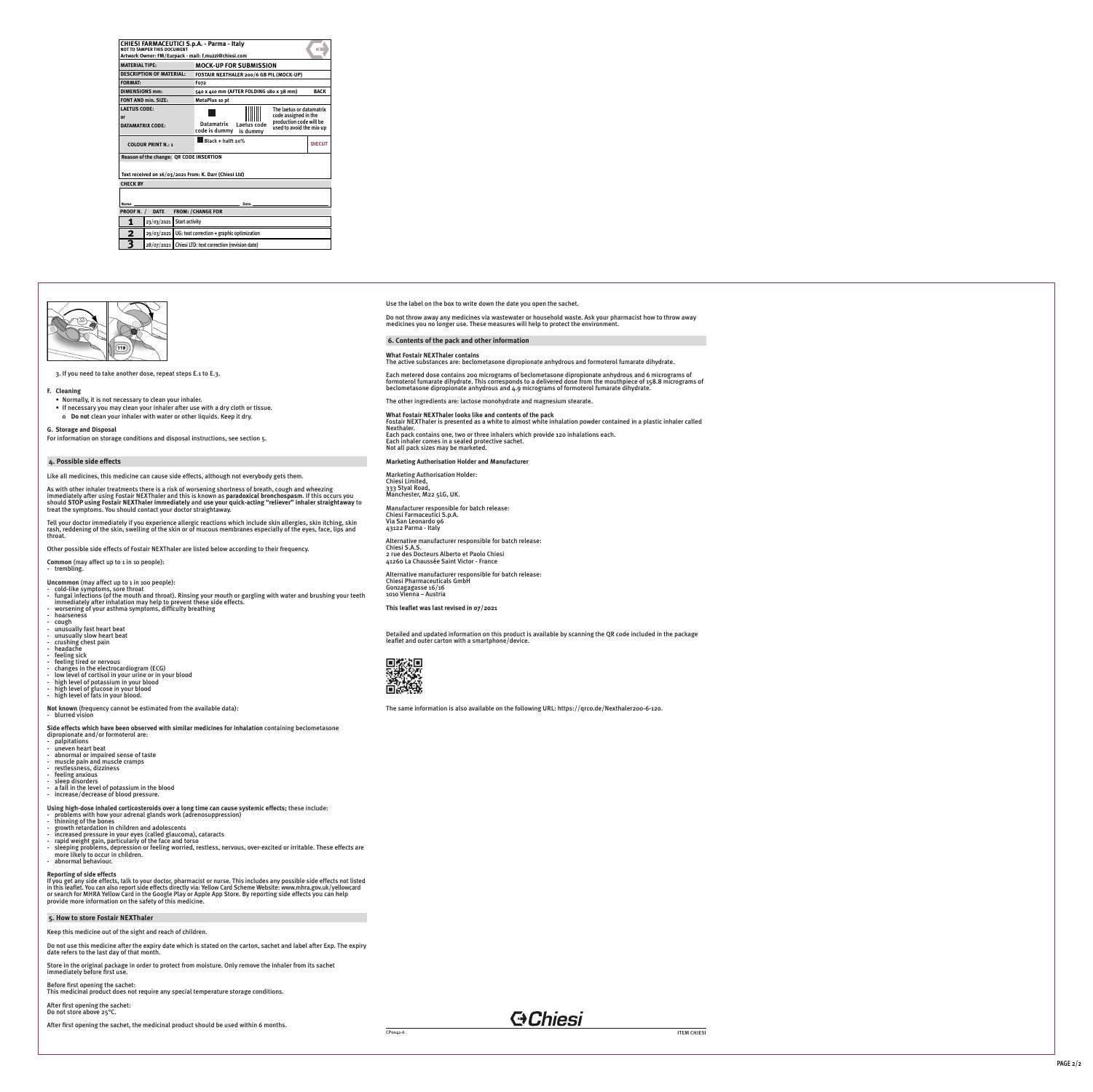| CHIESI FARMACEUTICI S.p.A. - Parma - Italy NOT TO TAMPER THIS DOCUMENT Artwork Owner: FM/Eurpack - mail: f.muzzi@chiesi.com | | |
|---|---|---|
| MATERIAL TIPE: | MOCK-UP FOR SUBMISSION | |
| DESCRIPTION OF MATERIAL: | FOSTAIR NEXTHALER 200/6 GB PIL (MOCK-UP) | |
| FORMAT: | F072 | |
| DIMENSIONS mm: | 540 x 410 mm (AFTER FOLDING 180 x 38 mm) | BACK |
| FONT AND min. SIZE: | MetaPlus 10 pt | |
| LAETUS CODE: or DATAMATRIX CODE: | Datamatrix code is dummy / Laetus code is dummy / The laetus or datamatrix code assigned in the production code will be used to avoid the mix-up | |
| COLOUR PRINT N.: 1 | Black + halft 20% | DIECUT |
| Reason of the change: QR CODE INSERTION<br>Text received on 16/03/2021 From: K. Darr (Chiesi Ltd) | | |
| CHECK BY<br>Name: Date: | | |

| PROOF N. / | DATE | FROM: / CHANGE FOR |
|---|---|---|
| 1 | 23/03/2021 | Start activity |
| 2 | 29/03/2021 | UG: text correction + graphic optimization |
| 3 | 28/07/2021 | Chiesi LTD: text correction (revision date) |

119

3. If you need to take another dose, repeat steps E.1 to E.3.

**F. Cleaning**

- Normally, it is not necessary to clean your inhaler.
- If necessary you may clean your inhaler after use with a dry cloth or tissue.
  - o **Do not** clean your inhaler with water or other liquids. Keep it dry.

**G. Storage and Disposal**

For information on storage conditions and disposal instructions, see section 5.

## 4. Possible side effects

Like all medicines, this medicine can cause side effects, although not everybody gets them.

As with other inhaler treatments there is a risk of worsening shortness of breath, cough and wheezing immediately after using Fostair NEXThaler and this is known as **paradoxical bronchospasm**. If this occurs you should **STOP using Fostair NEXThaler immediately** and **use your quick-acting "reliever" inhaler straightaway** to treat the symptoms. You should contact your doctor straightaway.

Tell your doctor immediately if you experience allergic reactions which include skin allergies, skin itching, skin rash, reddening of the skin, swelling of the skin or of mucous membranes especially of the eyes, face, lips and throat.

Other possible side effects of Fostair NEXThaler are listed below according to their frequency.

**Common** (may affect up to 1 in 10 people):
- trembling.

**Uncommon** (may affect up to 1 in 100 people):
- cold-like symptoms, sore throat
- fungal infections (of the mouth and throat). Rinsing your mouth or gargling with water and brushing your teeth immediately after inhalation may help to prevent these side effects.
- worsening of your asthma symptoms, difficulty breathing
- hoarseness
- cough
- unusually fast heart beat
- unusually slow heart beat
- crushing chest pain
- headache
- feeling sick
- feeling tired or nervous
- changes in the electrocardiogram (ECG)
- low level of cortisol in your urine or in your blood
- high level of potassium in your blood
- high level of glucose in your blood
- high level of fats in your blood.

**Not known** (frequency cannot be estimated from the available data):
- blurred vision

**Side effects which have been observed with similar medicines for inhalation** containing beclometasone dipropionate and/or formoterol are:
- palpitations
- uneven heart beat
- abnormal or impaired sense of taste
- muscle pain and muscle cramps
- restlessness, dizziness
- feeling anxious
- sleep disorders
- a fall in the level of potassium in the blood
- increase/decrease of blood pressure.

**Using high-dose inhaled corticosteroids over a long time can cause systemic effects;** these include:
- problems with how your adrenal glands work (adrenosuppression)
- thinning of the bones
- growth retardation in children and adolescents
- increased pressure in your eyes (called glaucoma), cataracts
- rapid weight gain, particularly of the face and torso
- sleeping problems, depression or feeling worried, restless, nervous, over-excited or irritable. These effects are more likely to occur in children.
- abnormal behaviour.

**Reporting of side effects**

If you get any side effects, talk to your doctor, pharmacist or nurse. This includes any possible side effects not listed in this leaflet. You can also report side effects directly via: Yellow Card Scheme Website: www.mhra.gov.uk/yellowcard or search for MHRA Yellow Card in the Google Play or Apple App Store. By reporting side effects you can help provide more information on the safety of this medicine.

## 5. How to store Fostair NEXThaler

Keep this medicine out of the sight and reach of children.

Do not use this medicine after the expiry date which is stated on the carton, sachet and label after Exp. The expiry date refers to the last day of that month.

Store in the original package in order to protect from moisture. Only remove the inhaler from its sachet immediately before first use.

Before first opening the sachet:
This medicinal product does not require any special temperature storage conditions.

After first opening the sachet:
Do not store above 25°C.

After first opening the sachet, the medicinal product should be used within 6 months.

Use the label on the box to write down the date you open the sachet.

Do not throw away any medicines via wastewater or household waste. Ask your pharmacist how to throw away medicines you no longer use. These measures will help to protect the environment.

## 6. Contents of the pack and other information

**What Fostair NEXThaler contains**

The active substances are: beclometasone dipropionate anhydrous and formoterol fumarate dihydrate.

Each metered dose contains 200 micrograms of beclometasone dipropionate anhydrous and 6 micrograms of formoterol fumarate dihydrate. This corresponds to a delivered dose from the mouthpiece of 158.8 micrograms of beclometasone dipropionate anhydrous and 4.9 micrograms of formoterol fumarate dihydrate.

The other ingredients are: lactose monohydrate and magnesium stearate.

**What Fostair NEXThaler looks like and contents of the pack**

Fostair NEXThaler is presented as a white to almost white inhalation powder contained in a plastic inhaler called Nexthaler.
Each pack contains one, two or three inhalers which provide 120 inhalations each.
Each inhaler comes in a sealed protective sachet.
Not all pack sizes may be marketed.

**Marketing Authorisation Holder and Manufacturer**

Marketing Authorisation Holder:
Chiesi Limited,
333 Styal Road,
Manchester, M22 5LG, UK.

Manufacturer responsible for batch release:
Chiesi Farmaceutici S.p.A.
Via San Leonardo 96
43122 Parma - Italy

Alternative manufacturer responsible for batch release:
Chiesi S.A.S.
2 rue des Docteurs Alberto et Paolo Chiesi
41260 La Chaussée Saint Victor - France

Alternative manufacturer responsible for batch release:
Chiesi Pharmaceuticals GmbH
Gonzagagasse 16/16
1010 Vienna – Austria

**This leaflet was last revised in 07/2021**

Detailed and updated information on this product is available by scanning the QR code included in the package leaflet and outer carton with a smartphone/device.

The same information is also available on the following URL: https://qrco.de/Nexthaler200-6-120.

Chiesi

CP0041-6

ITEM CHIESI